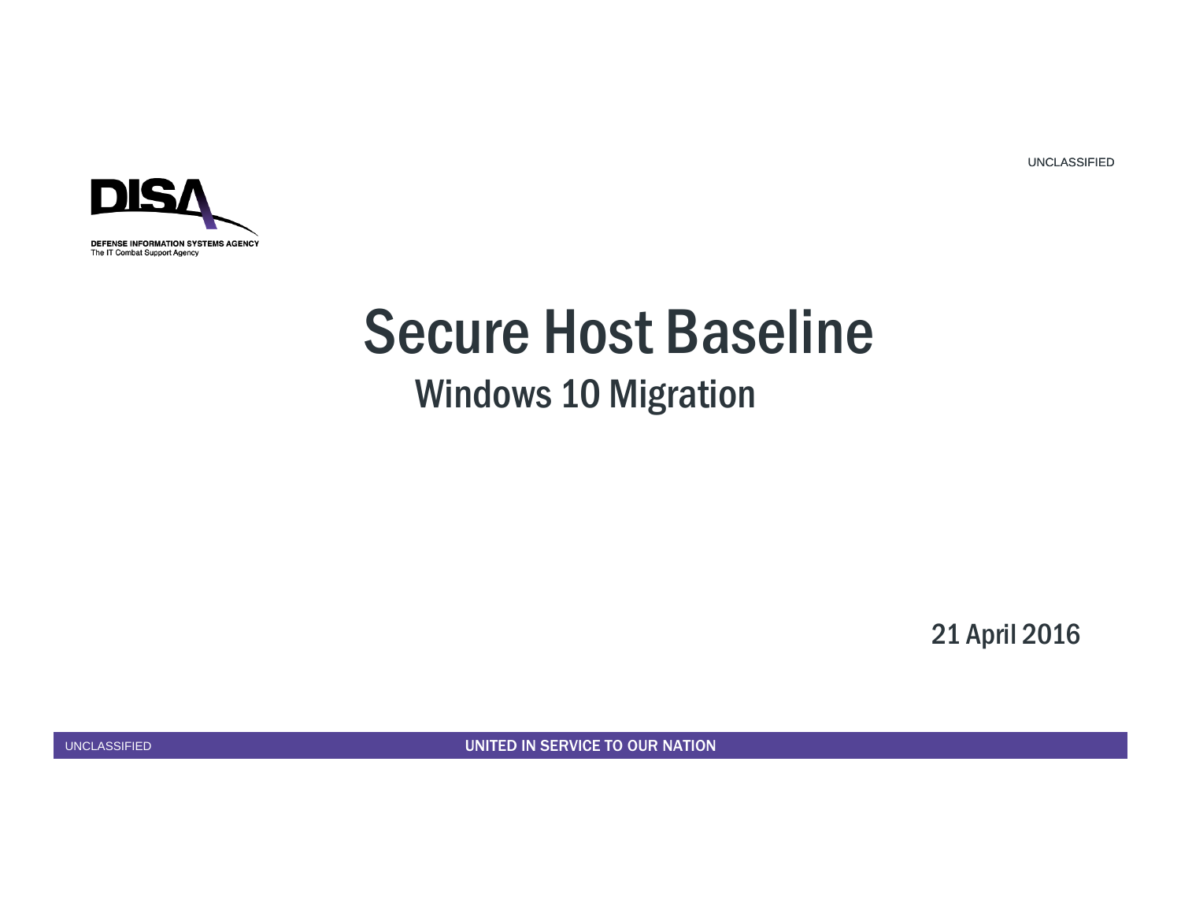UNCLASSIFIED

DEFENSE INFORMATION SYSTEMS AGENCY
The IT Combat Support Agency

# Secure Host Baseline

## Windows 10 Migration

21 April 2016

UNCLASSIFIED

UNITED IN SERVICE TO OUR NATION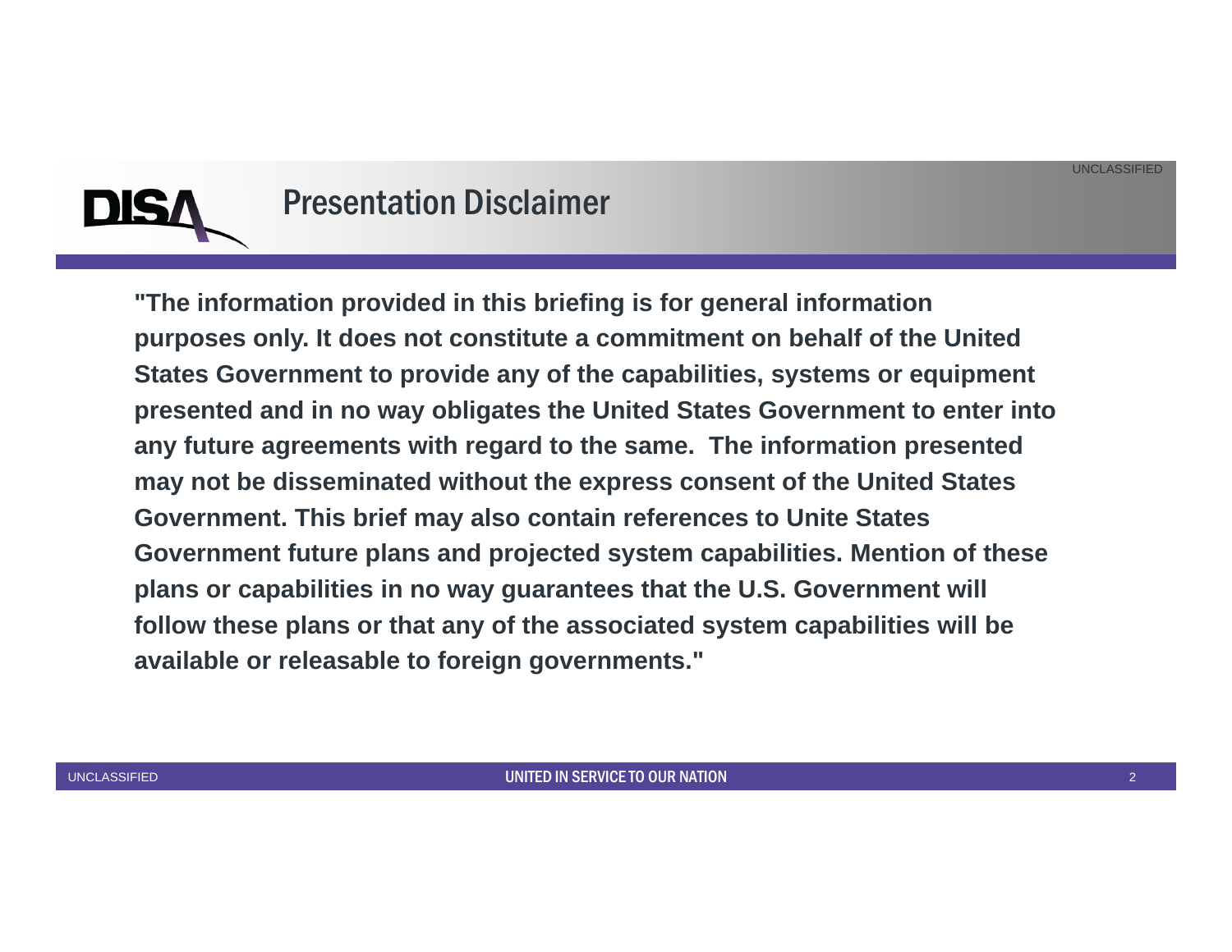# Presentation Disclaimer

**"The information provided in this briefing is for general information purposes only. It does not constitute a commitment on behalf of the United States Government to provide any of the capabilities, systems or equipment presented and in no way obligates the United States Government to enter into any future agreements with regard to the same. The information presented may not be disseminated without the express consent of the United States Government. This brief may also contain references to Unite States Government future plans and projected system capabilities. Mention of these plans or capabilities in no way guarantees that the U.S. Government will follow these plans or that any of the associated system capabilities will be available or releasable to foreign governments."**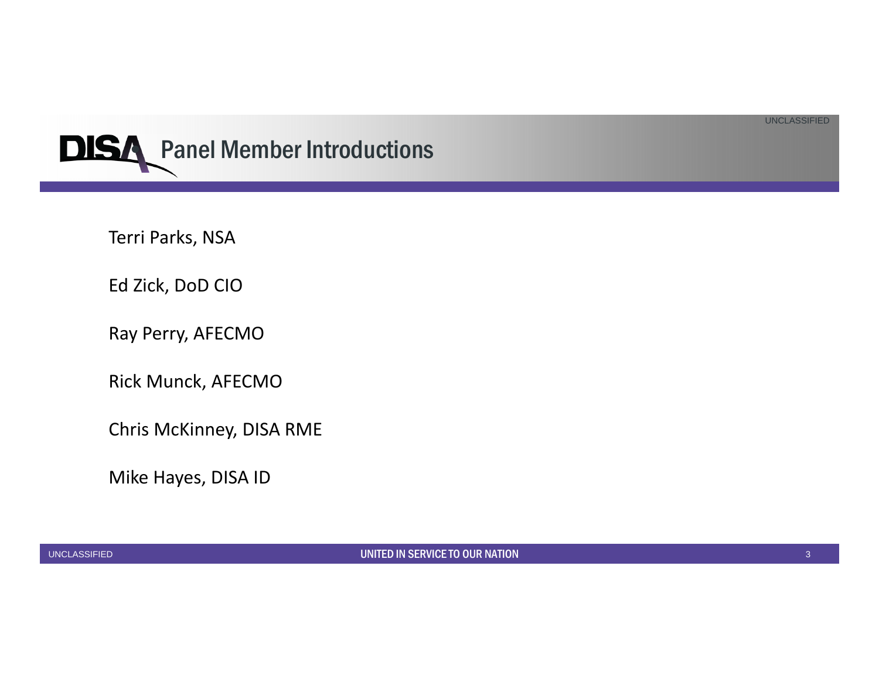# Panel Member Introductions

Terri Parks, NSA

Ed Zick, DoD CIO

Ray Perry, AFECMO

Rick Munck, AFECMO

Chris McKinney, DISA RME

Mike Hayes, DISA ID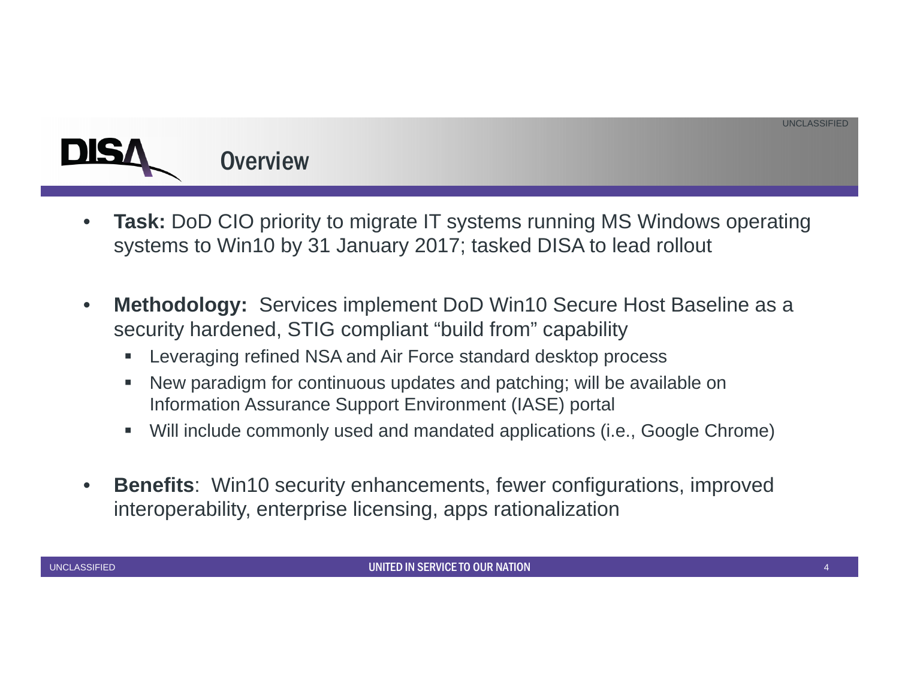# Overview

- **Task:** DoD CIO priority to migrate IT systems running MS Windows operating systems to Win10 by 31 January 2017; tasked DISA to lead rollout

- **Methodology:** Services implement DoD Win10 Secure Host Baseline as a security hardened, STIG compliant "build from" capability
  - Leveraging refined NSA and Air Force standard desktop process
  - New paradigm for continuous updates and patching; will be available on Information Assurance Support Environment (IASE) portal
  - Will include commonly used and mandated applications (i.e., Google Chrome)

- **Benefits**: Win10 security enhancements, fewer configurations, improved interoperability, enterprise licensing, apps rationalization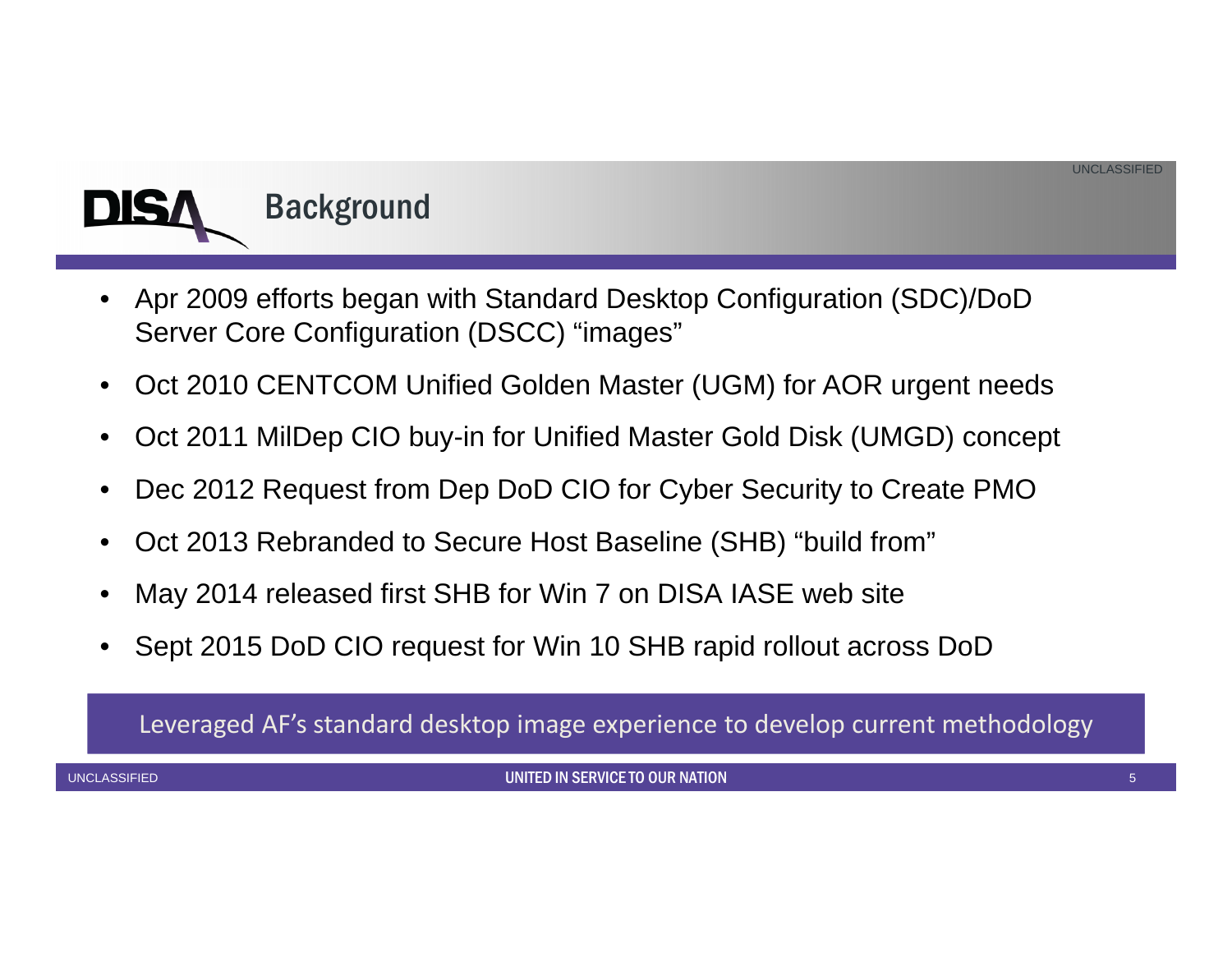# Background

- Apr 2009 efforts began with Standard Desktop Configuration (SDC)/DoD Server Core Configuration (DSCC) "images"
- Oct 2010 CENTCOM Unified Golden Master (UGM) for AOR urgent needs
- Oct 2011 MilDep CIO buy-in for Unified Master Gold Disk (UMGD) concept
- Dec 2012 Request from Dep DoD CIO for Cyber Security to Create PMO
- Oct 2013 Rebranded to Secure Host Baseline (SHB) "build from"
- May 2014 released first SHB for Win 7 on DISA IASE web site
- Sept 2015 DoD CIO request for Win 10 SHB rapid rollout across DoD

Leveraged AF's standard desktop image experience to develop current methodology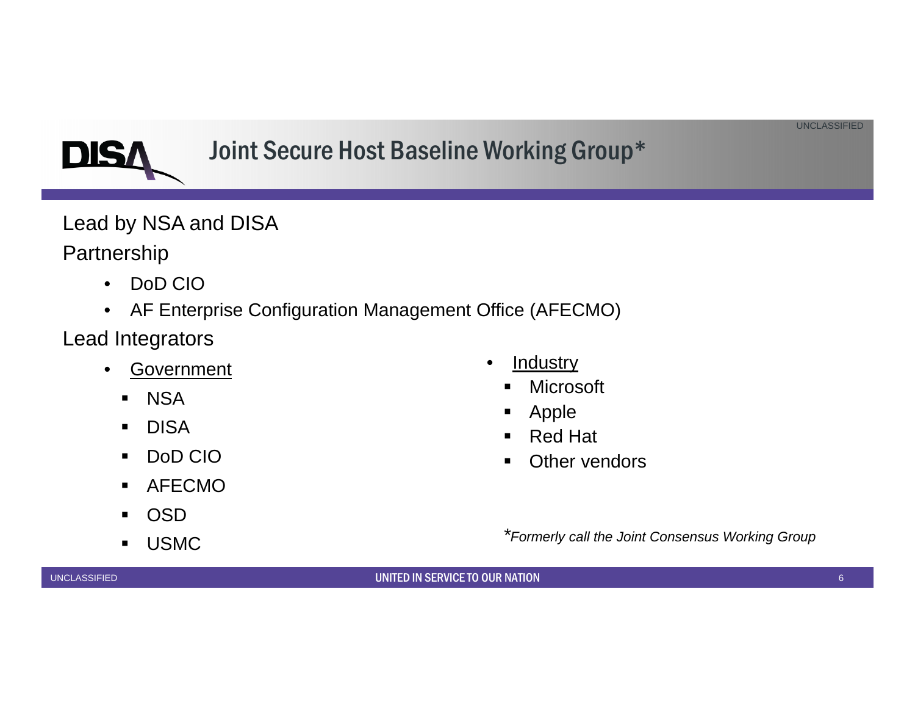# Joint Secure Host Baseline Working Group*

Lead by NSA and DISA

Partnership

- DoD CIO
- AF Enterprise Configuration Management Office (AFECMO)

Lead Integrators

- Government
  - NSA
  - DISA
  - DoD CIO
  - AFECMO
  - OSD
  - USMC
- Industry
  - Microsoft
  - Apple
  - Red Hat
  - Other vendors

**Formerly call the Joint Consensus Working Group*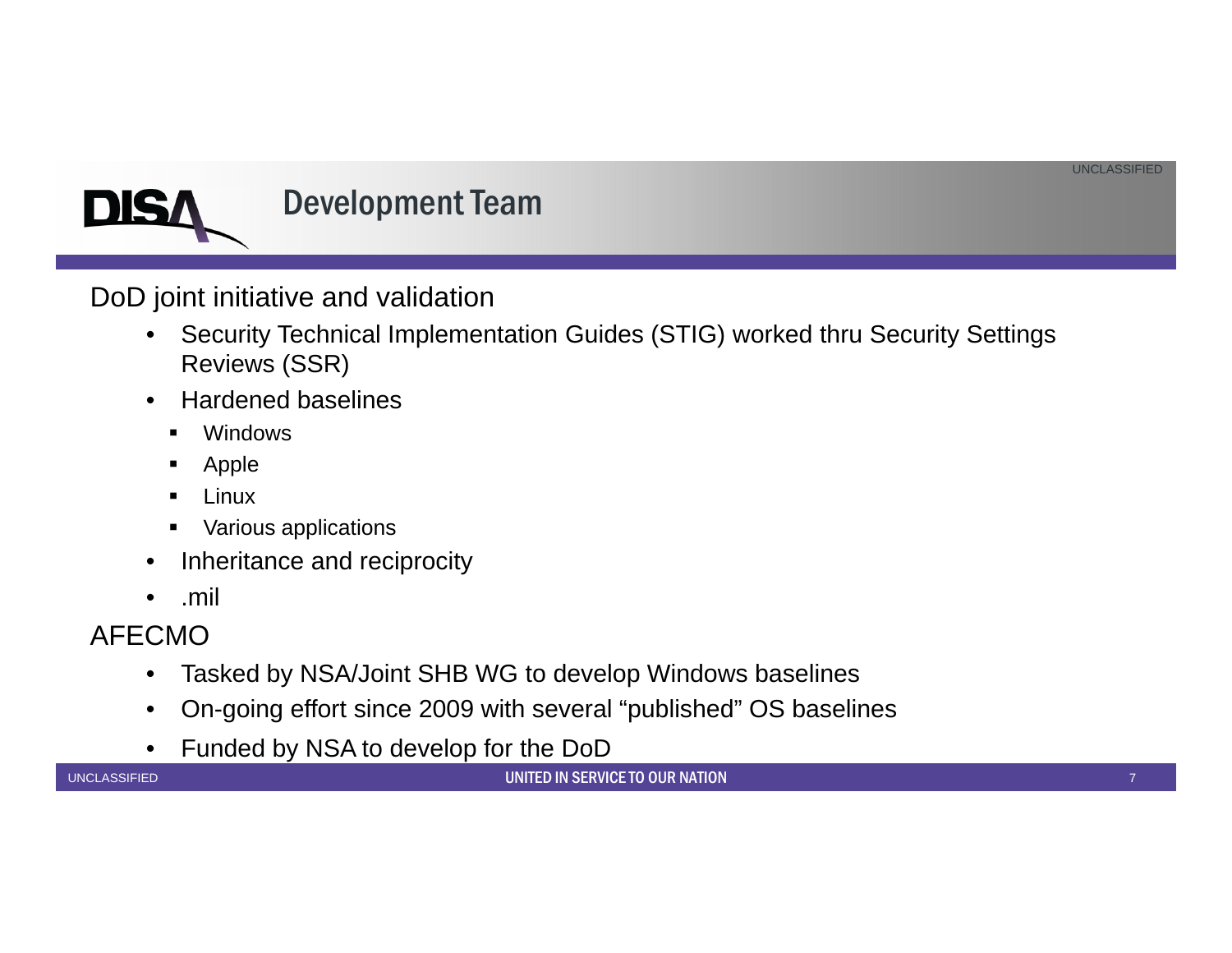# Development Team

DoD joint initiative and validation

- Security Technical Implementation Guides (STIG) worked thru Security Settings Reviews (SSR)
- Hardened baselines
  - Windows
  - Apple
  - Linux
  - Various applications
- Inheritance and reciprocity
- .mil

AFECMO

- Tasked by NSA/Joint SHB WG to develop Windows baselines
- On-going effort since 2009 with several "published" OS baselines
- Funded by NSA to develop for the DoD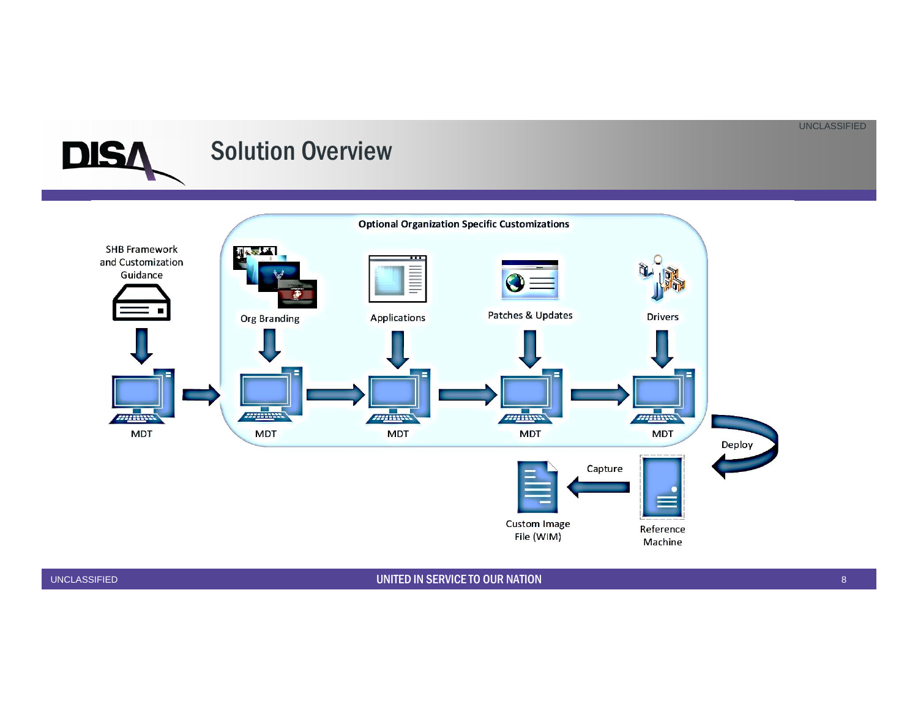# Solution Overview

**Optional Organization Specific Customizations**

SHB Framework and Customization Guidance → MDT → MDT (Org Branding) → MDT (Applications) → MDT (Patches & Updates) → MDT (Drivers)

Deploy → Reference Machine → Capture → Custom Image File (WIM)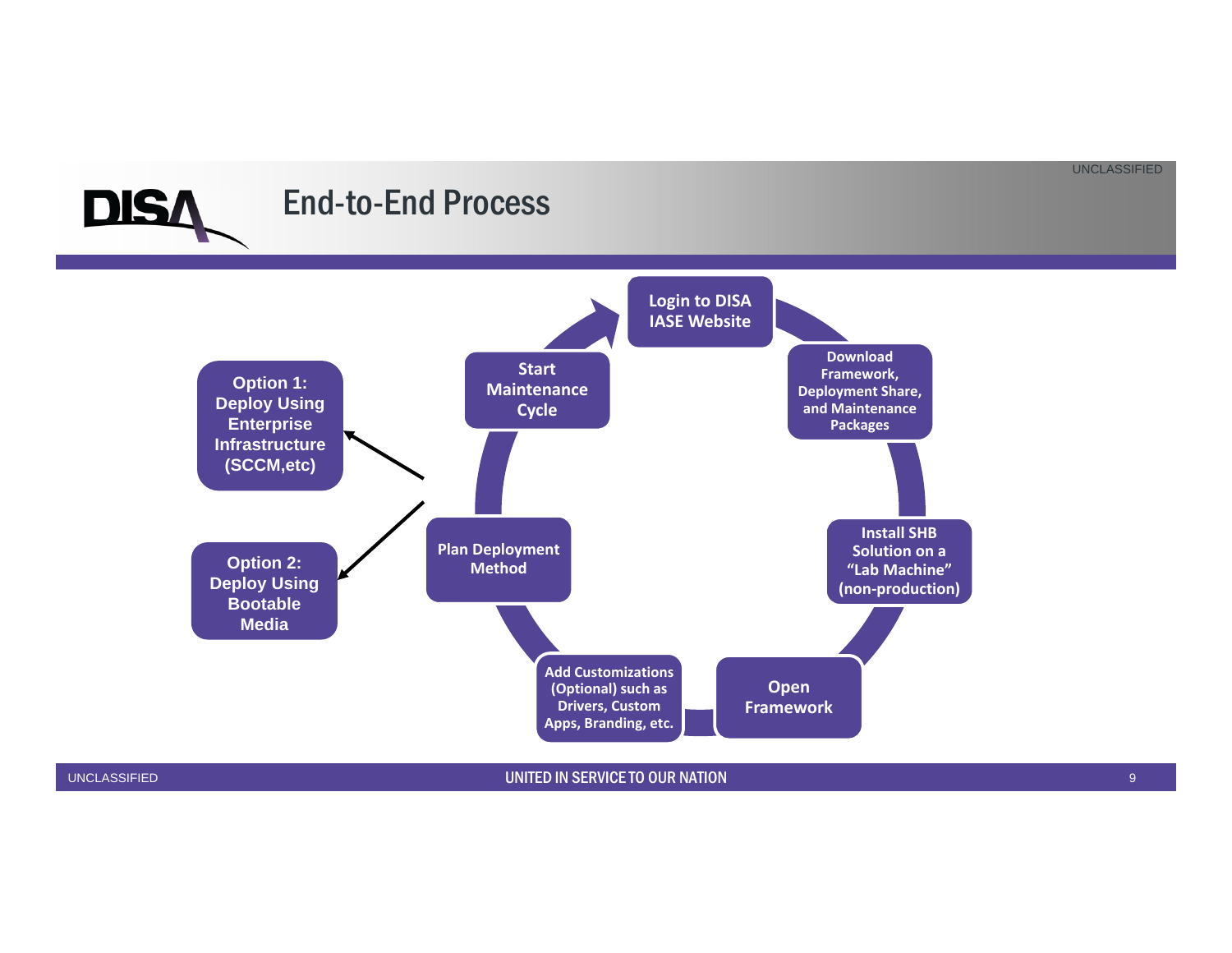# End-to-End Process

- Login to DISA IASE Website
- Download Framework, Deployment Share, and Maintenance Packages
- Install SHB Solution on a "Lab Machine" (non-production)
- Open Framework
- Add Customizations (Optional) such as Drivers, Custom Apps, Branding, etc.
- Plan Deployment Method
  - Option 1: Deploy Using Enterprise Infrastructure (SCCM,etc)
  - Option 2: Deploy Using Bootable Media
- Start Maintenance Cycle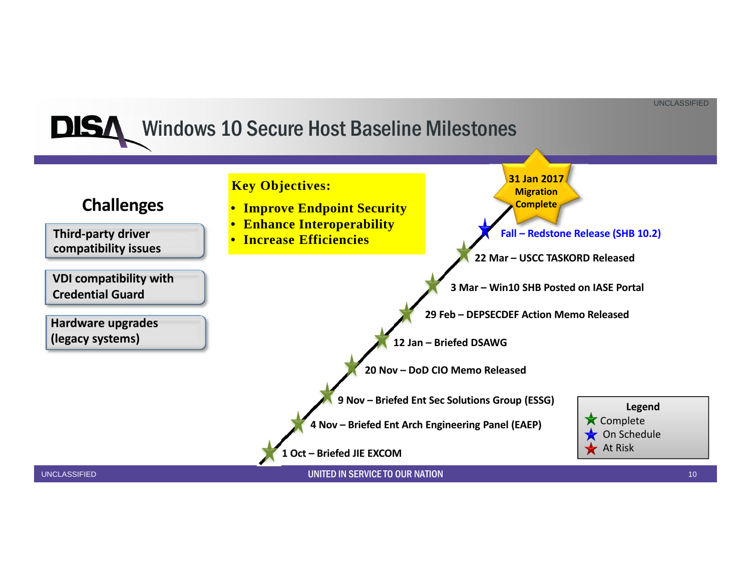# Windows 10 Secure Host Baseline Milestones

## Challenges

- Third-party driver compatibility issues
- VDI compatibility with Credential Guard
- Hardware upgrades (legacy systems)

**Key Objectives:**

- **Improve Endpoint Security**
- **Enhance Interoperability**
- **Increase Efficiencies**

**31 Jan 2017 Migration Complete**

- Fall – Redstone Release (SHB 10.2)
- 22 Mar – USCC TASKORD Released
- 3 Mar – Win10 SHB Posted on IASE Portal
- 29 Feb – DEPSECDEF Action Memo Released
- 12 Jan – Briefed DSAWG
- 20 Nov – DoD CIO Memo Released
- 9 Nov – Briefed Ent Sec Solutions Group (ESSG)
- 4 Nov – Briefed Ent Arch Engineering Panel (EAEP)
- 1 Oct – Briefed JIE EXCOM

**Legend**

- Complete
- On Schedule
- At Risk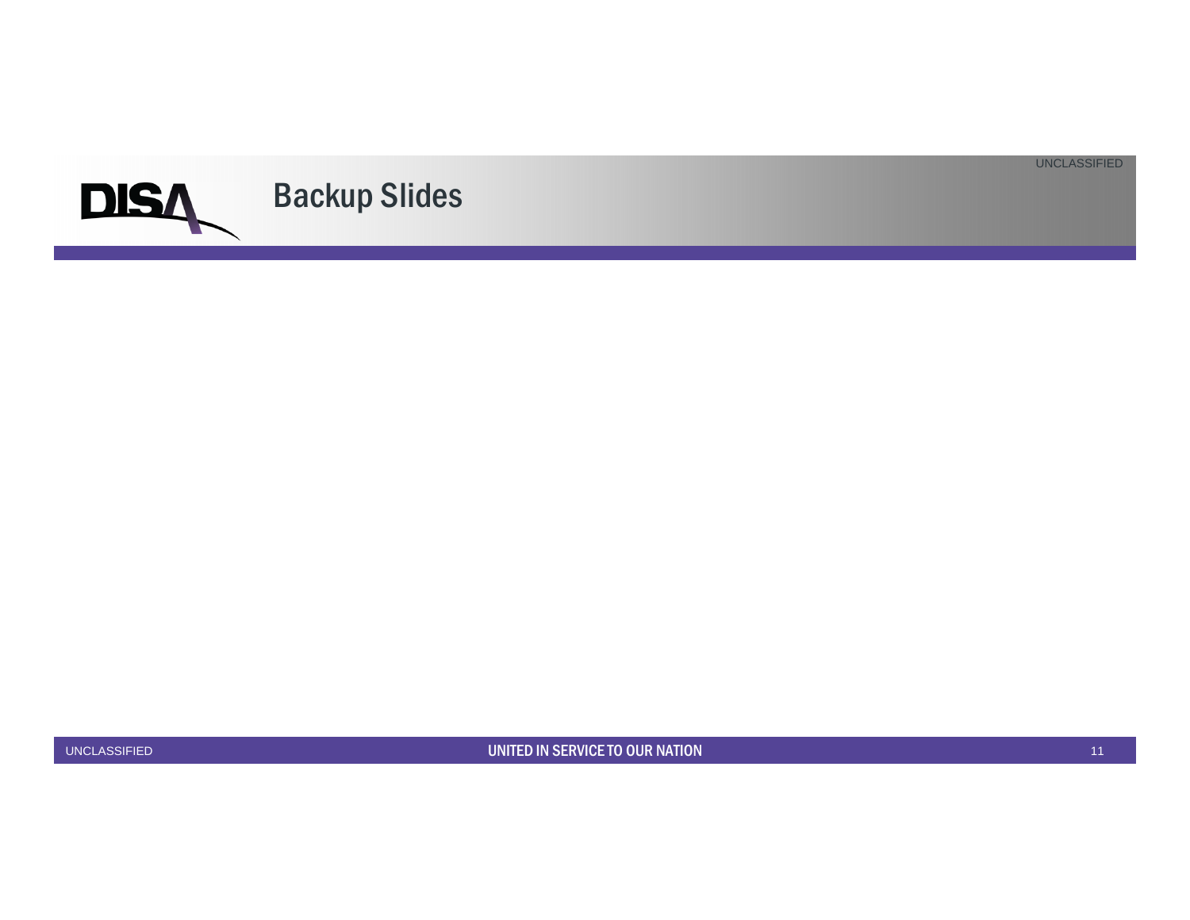# Backup Slides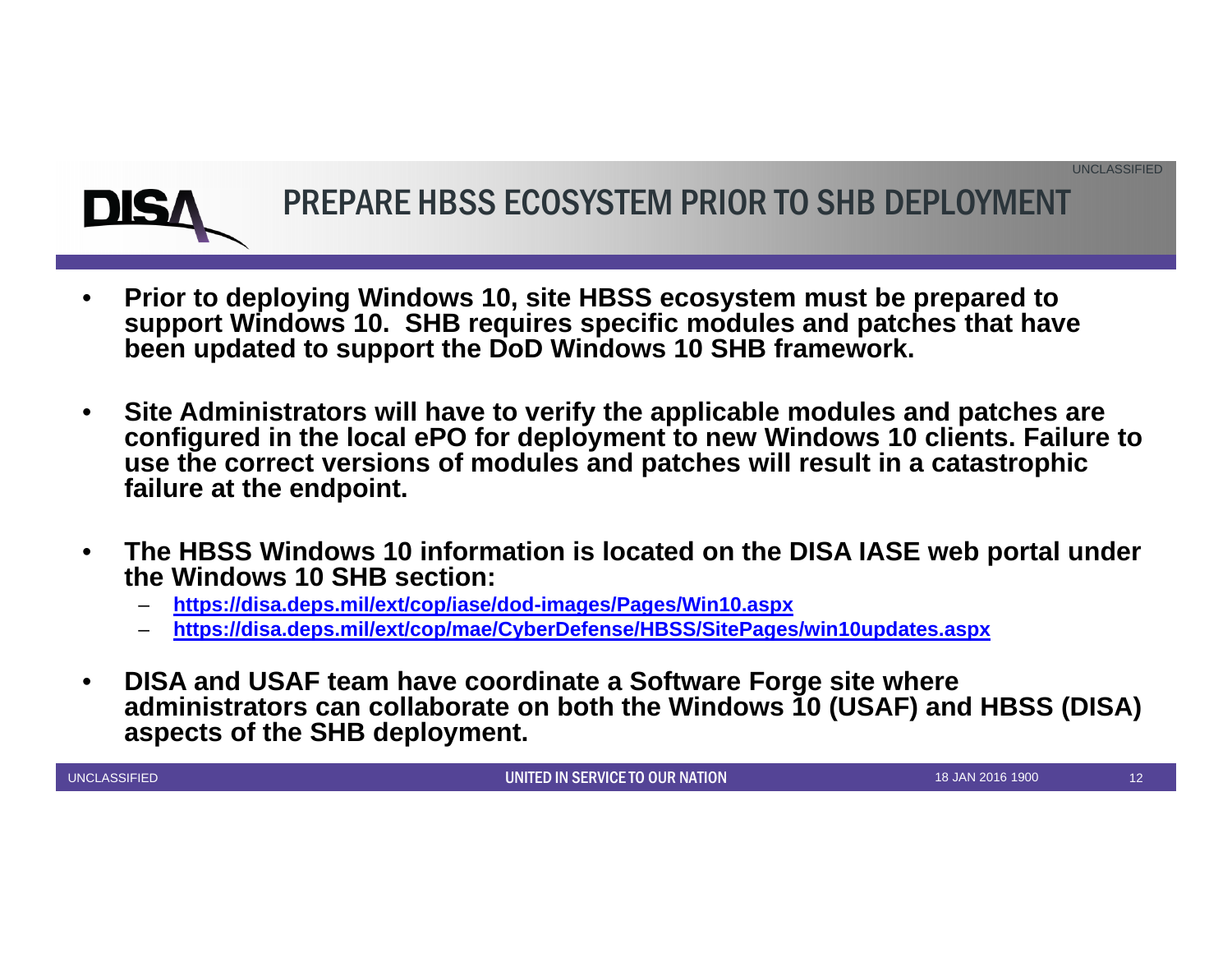# PREPARE HBSS ECOSYSTEM PRIOR TO SHB DEPLOYMENT

- **Prior to deploying Windows 10, site HBSS ecosystem must be prepared to support Windows 10. SHB requires specific modules and patches that have been updated to support the DoD Windows 10 SHB framework.**

- **Site Administrators will have to verify the applicable modules and patches are configured in the local ePO for deployment to new Windows 10 clients. Failure to use the correct versions of modules and patches will result in a catastrophic failure at the endpoint.**

- **The HBSS Windows 10 information is located on the DISA IASE web portal under the Windows 10 SHB section:**
  - **https://disa.deps.mil/ext/cop/iase/dod-images/Pages/Win10.aspx**
  - **https://disa.deps.mil/ext/cop/mae/CyberDefense/HBSS/SitePages/win10updates.aspx**

- **DISA and USAF team have coordinate a Software Forge site where administrators can collaborate on both the Windows 10 (USAF) and HBSS (DISA) aspects of the SHB deployment.**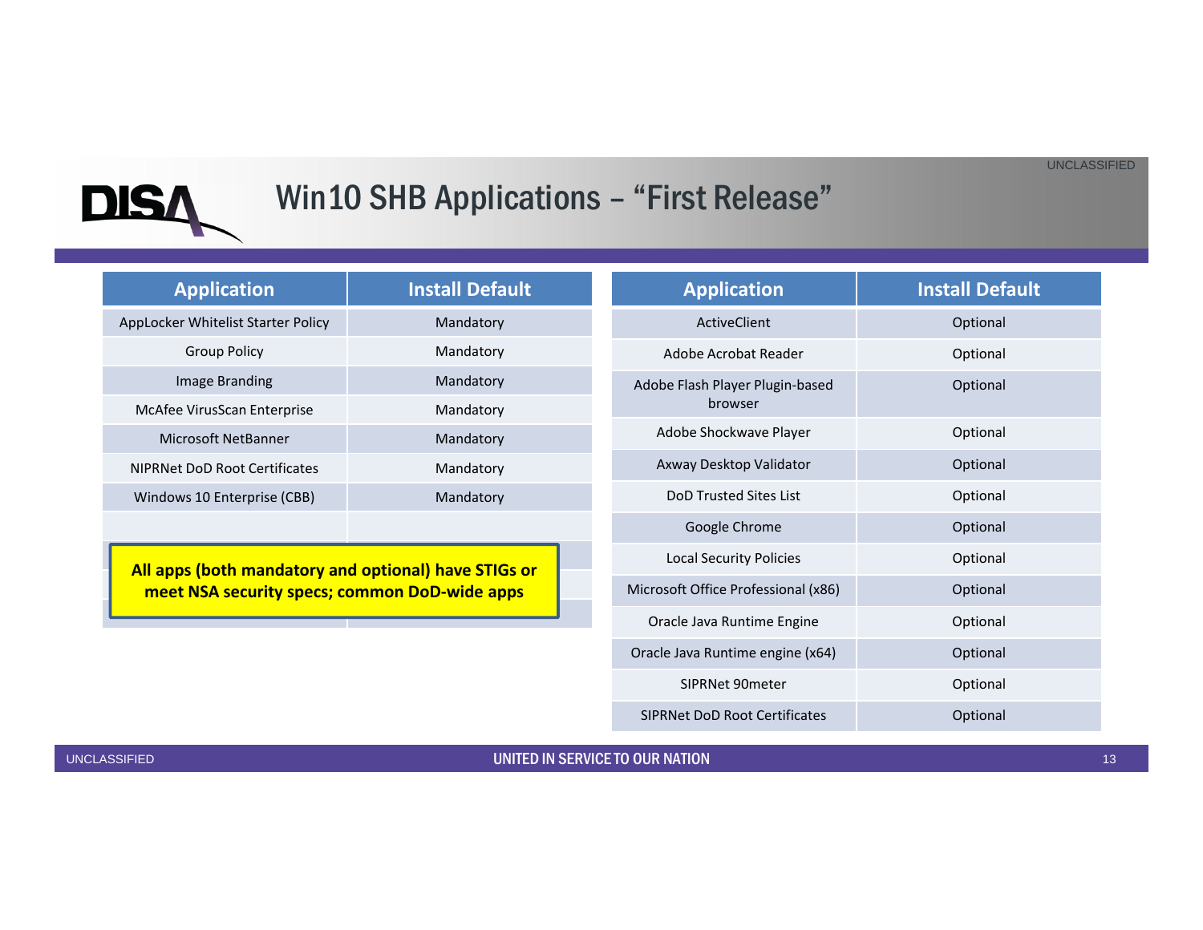# Win10 SHB Applications – "First Release"

| Application | Install Default |
| --- | --- |
| AppLocker Whitelist Starter Policy | Mandatory |
| Group Policy | Mandatory |
| Image Branding | Mandatory |
| McAfee VirusScan Enterprise | Mandatory |
| Microsoft NetBanner | Mandatory |
| NIPRNet DoD Root Certificates | Mandatory |
| Windows 10 Enterprise (CBB) | Mandatory |

**All apps (both mandatory and optional) have STIGs or meet NSA security specs; common DoD-wide apps**

| Application | Install Default |
| --- | --- |
| ActiveClient | Optional |
| Adobe Acrobat Reader | Optional |
| Adobe Flash Player Plugin-based browser | Optional |
| Adobe Shockwave Player | Optional |
| Axway Desktop Validator | Optional |
| DoD Trusted Sites List | Optional |
| Google Chrome | Optional |
| Local Security Policies | Optional |
| Microsoft Office Professional (x86) | Optional |
| Oracle Java Runtime Engine | Optional |
| Oracle Java Runtime engine (x64) | Optional |
| SIPRNet 90meter | Optional |
| SIPRNet DoD Root Certificates | Optional |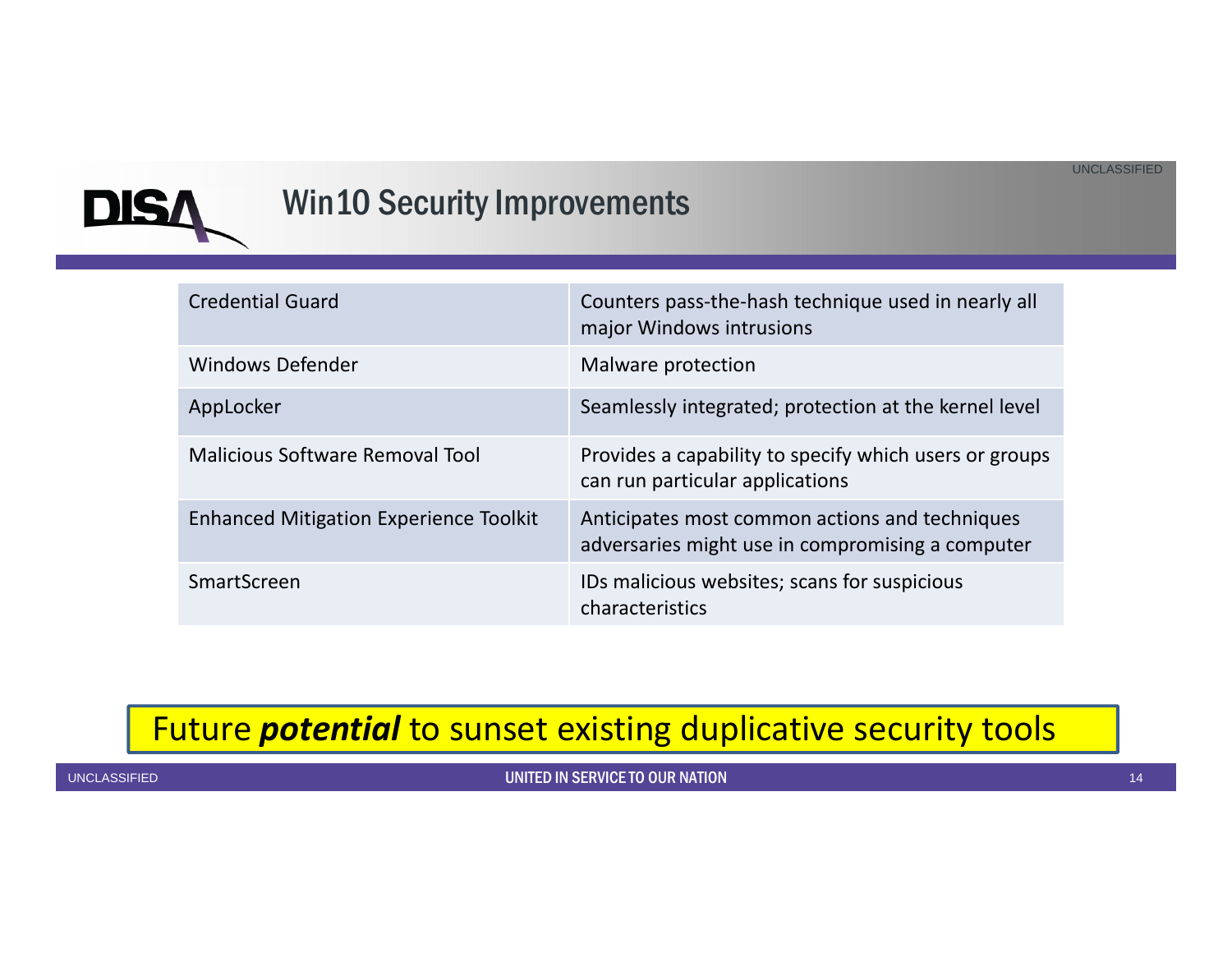# Win10 Security Improvements

| | |
|---|---|
| Credential Guard | Counters pass-the-hash technique used in nearly all major Windows intrusions |
| Windows Defender | Malware protection |
| AppLocker | Seamlessly integrated; protection at the kernel level |
| Malicious Software Removal Tool | Provides a capability to specify which users or groups can run particular applications |
| Enhanced Mitigation Experience Toolkit | Anticipates most common actions and techniques adversaries might use in compromising a computer |
| SmartScreen | IDs malicious websites; scans for suspicious characteristics |

Future ***potential*** to sunset existing duplicative security tools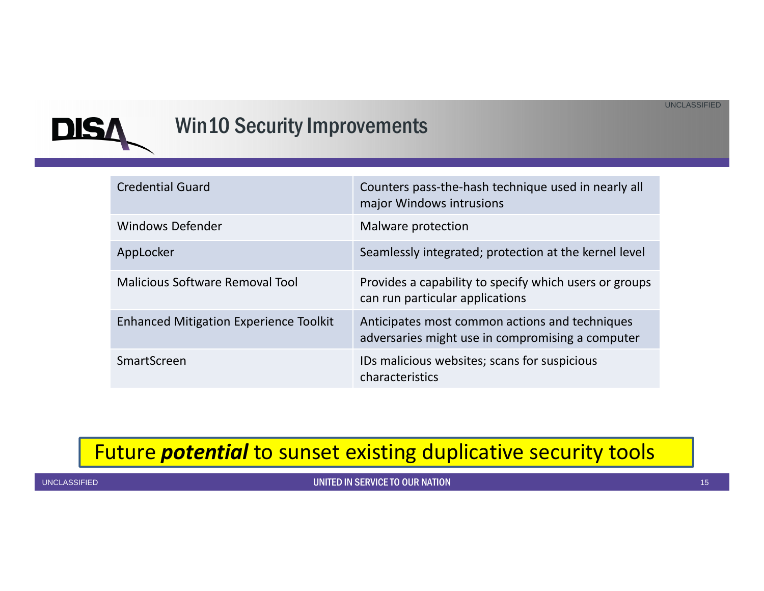# Win10 Security Improvements

| | |
|---|---|
| Credential Guard | Counters pass-the-hash technique used in nearly all major Windows intrusions |
| Windows Defender | Malware protection |
| AppLocker | Seamlessly integrated; protection at the kernel level |
| Malicious Software Removal Tool | Provides a capability to specify which users or groups can run particular applications |
| Enhanced Mitigation Experience Toolkit | Anticipates most common actions and techniques adversaries might use in compromising a computer |
| SmartScreen | IDs malicious websites; scans for suspicious characteristics |

Future ***potential*** to sunset existing duplicative security tools